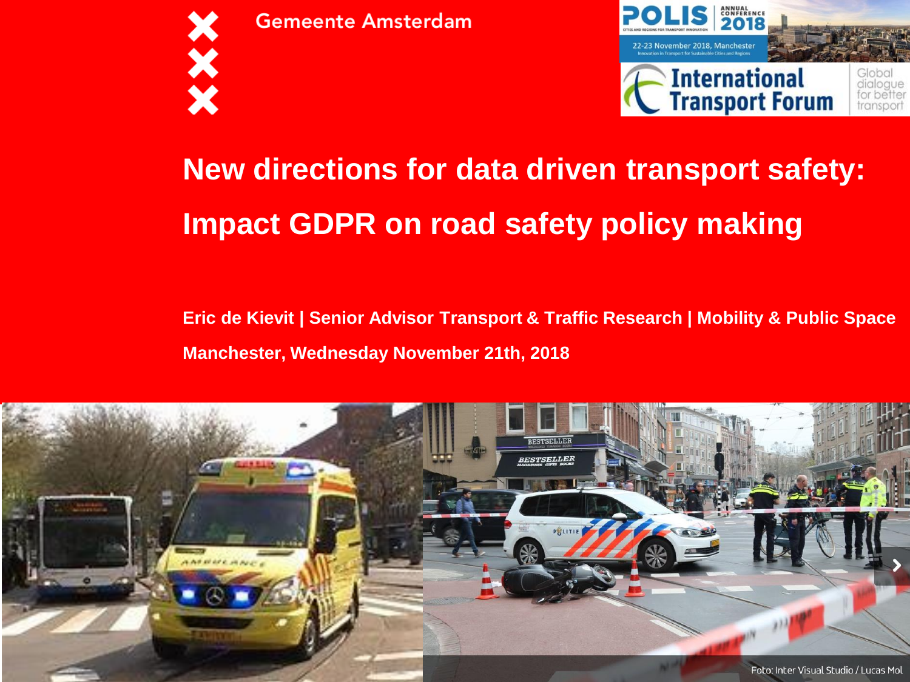Gemeente Amsterdam

POLIS Annual Conference 2018 — 22-23 November 2018, Manchester

International Transport Forum — Global dialogue for better transport

# New directions for data driven transport safety: Impact GDPR on road safety policy making

**Eric de Kievit | Senior Advisor Transport & Traffic Research | Mobility & Public Space**

**Manchester, Wednesday November 21th, 2018**

Foto: Inter Visual Studio / Lucas Mol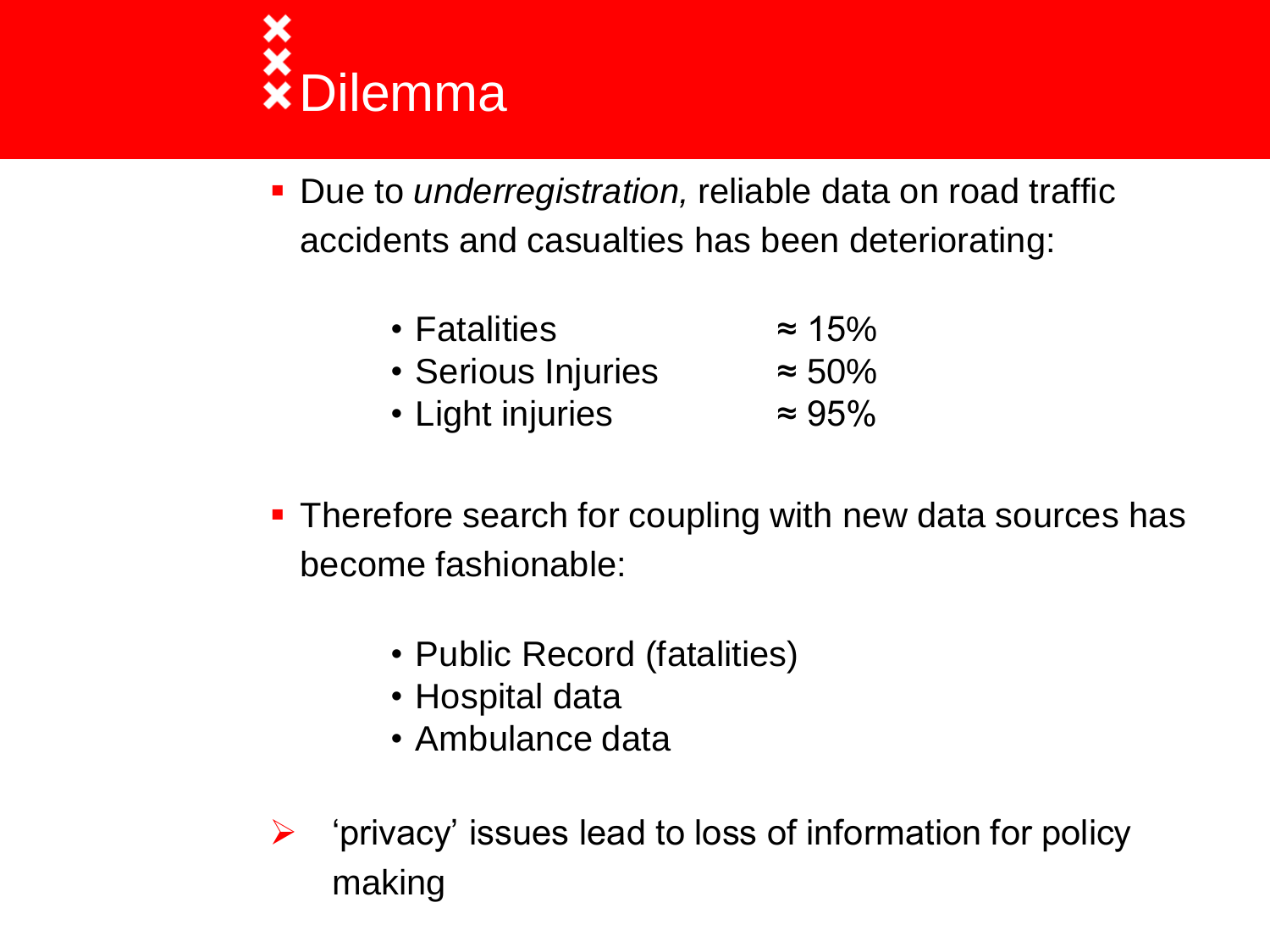# Dilemma

- Due to *underregistration,* reliable data on road traffic accidents and casualties has been deteriorating:

  - Fatalities ≈ 15%
  - Serious Injuries ≈ 50%
  - Light injuries ≈ 95%

- Therefore search for coupling with new data sources has become fashionable:

  - Public Record (fatalities)
  - Hospital data
  - Ambulance data

➢ 'privacy' issues lead to loss of information for policy making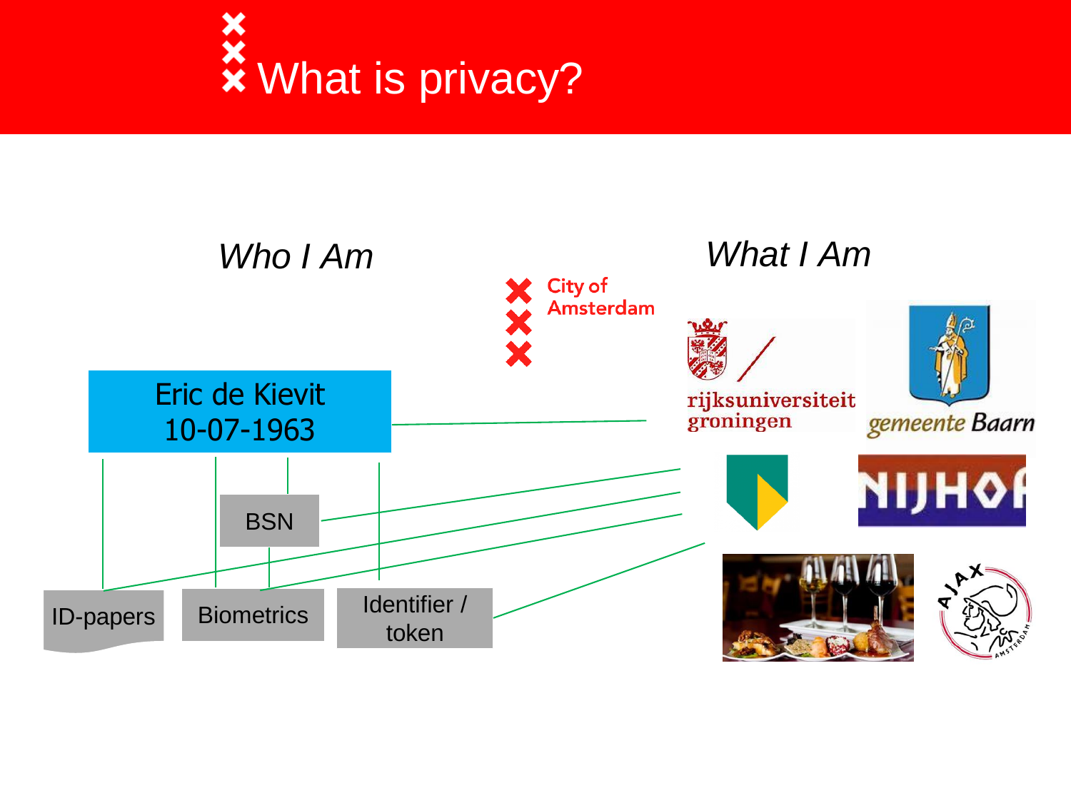# What is privacy?

*Who I Am*

*What I Am*

City of Amsterdam

Eric de Kievit
10-07-1963

BSN

ID-papers

Biometrics

Identifier / token

rijksuniversiteit groningen

gemeente Baarn

NIJHOF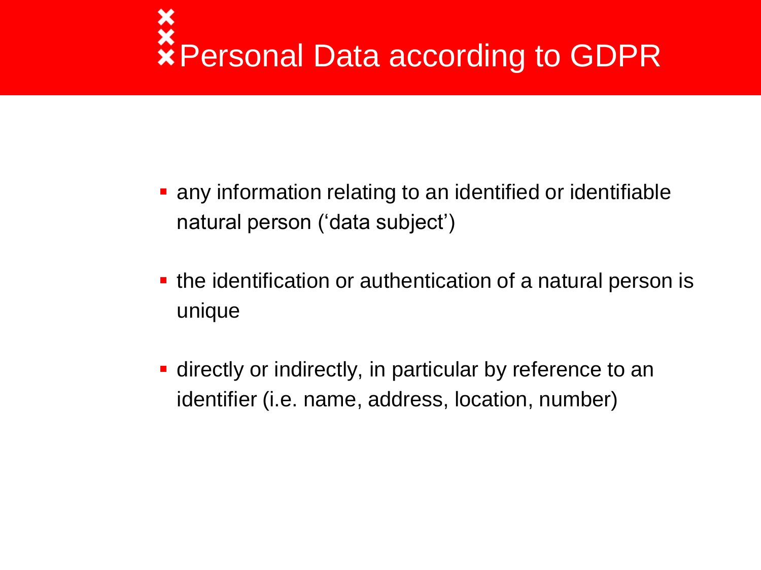# Personal Data according to GDPR

- any information relating to an identified or identifiable natural person (‘data subject’)
- the identification or authentication of a natural person is unique
- directly or indirectly, in particular by reference to an identifier (i.e. name, address, location, number)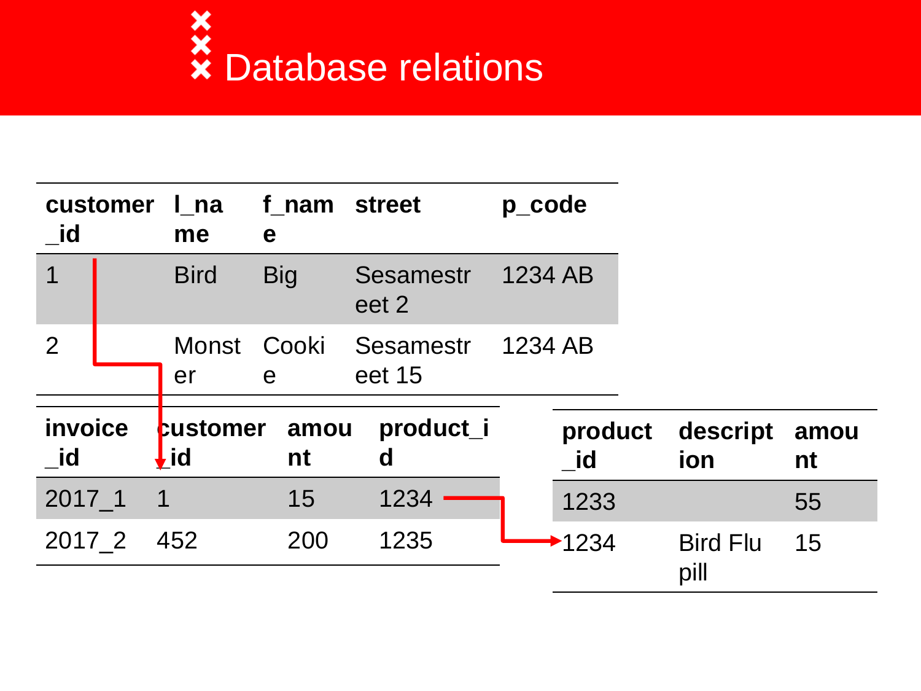# Database relations

| customer_id | l_name | f_name | street | p_code |
|---|---|---|---|---|
| 1 | Bird | Big | Sesamestreet 2 | 1234 AB |
| 2 | Monster | Cookie | Sesamestreet 15 | 1234 AB |

| invoice_id | customer_id | amount | product_id |
|---|---|---|---|
| 2017_1 | 1 | 15 | 1234 |
| 2017_2 | 452 | 200 | 1235 |

| product_id | description | amount |
|---|---|---|
| 1233 | | 55 |
| 1234 | Bird Flu pill | 15 |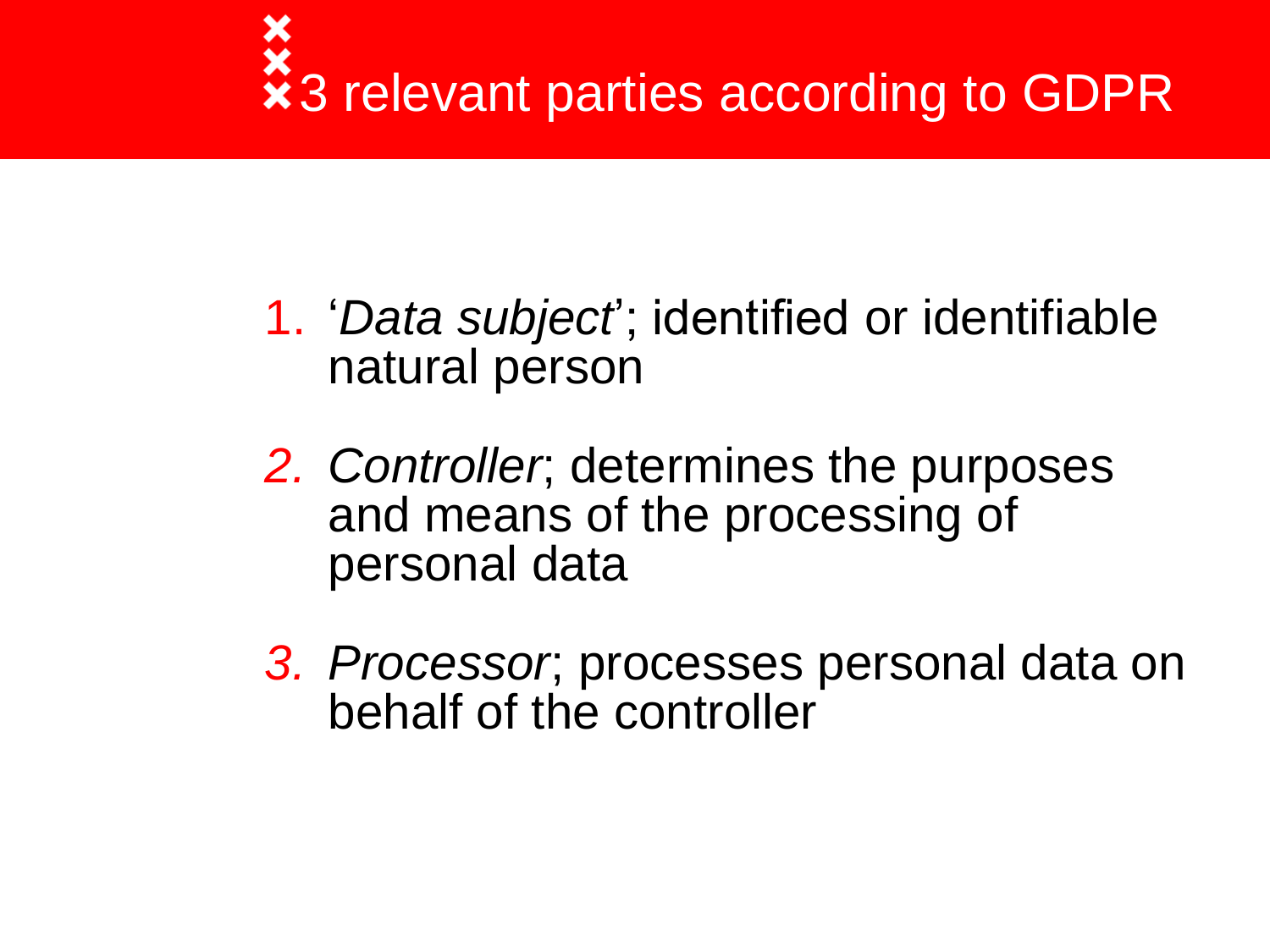# 3 relevant parties according to GDPR

1. '*Data subject*'; identified or identifiable natural person
2. *Controller*; determines the purposes and means of the processing of personal data
3. *Processor*; processes personal data on behalf of the controller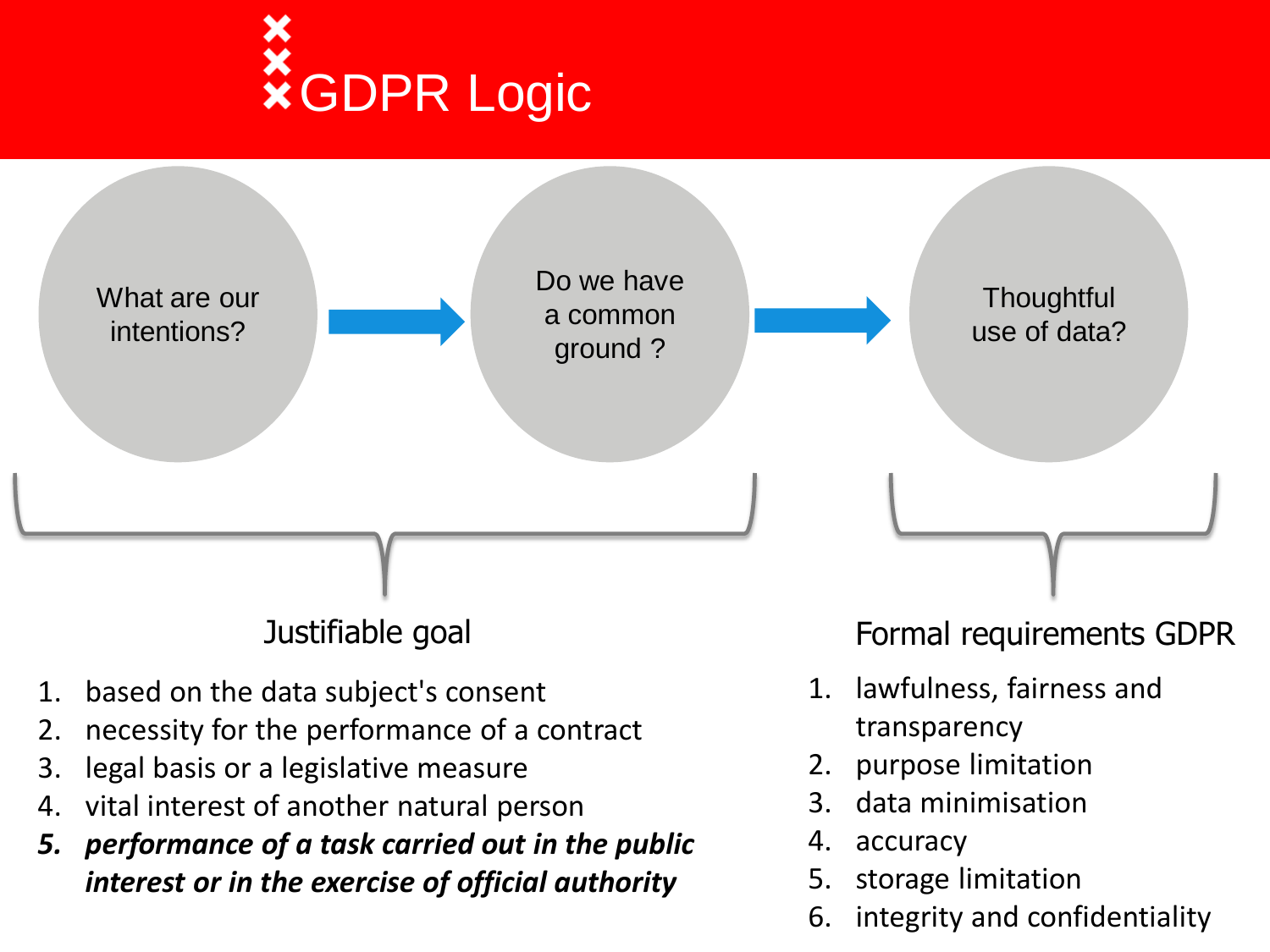# GDPR Logic

What are our intentions? → Do we have a common ground ? → Thoughtful use of data?

## Justifiable goal

1. based on the data subject's consent
2. necessity for the performance of a contract
3. legal basis or a legislative measure
4. vital interest of another natural person
5. ***performance of a task carried out in the public interest or in the exercise of official authority***

## Formal requirements GDPR

1. lawfulness, fairness and transparency
2. purpose limitation
3. data minimisation
4. accuracy
5. storage limitation
6. integrity and confidentiality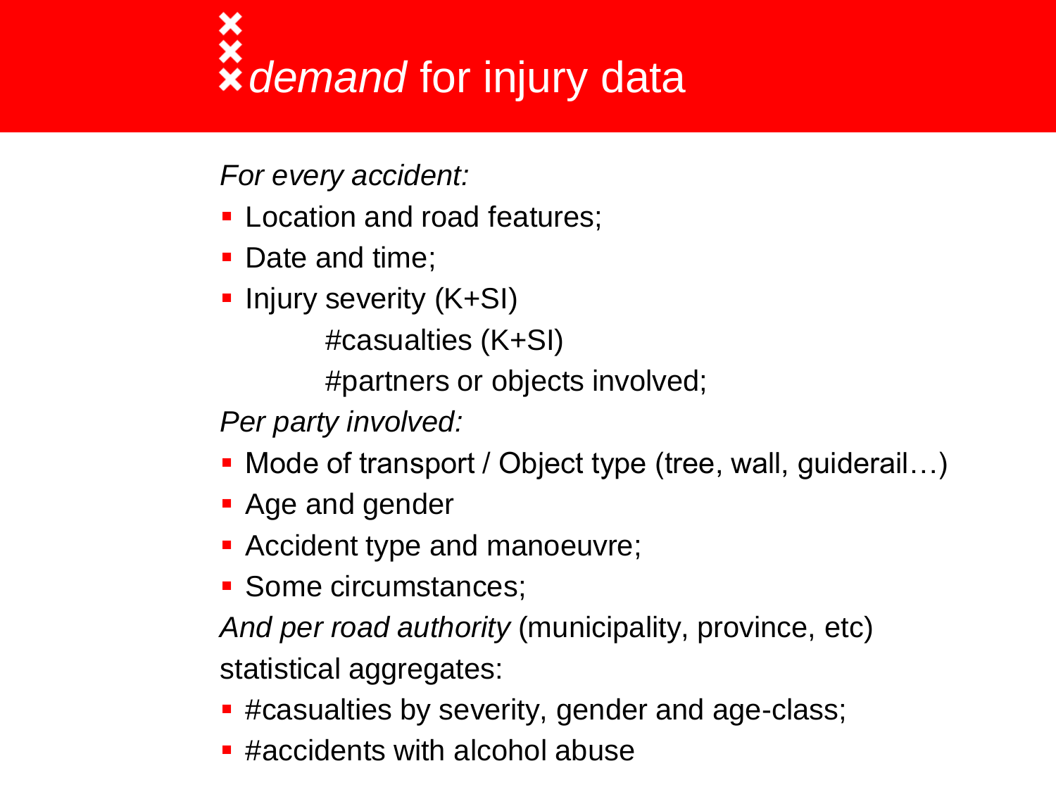# *demand* for injury data

*For every accident:*

- Location and road features;
- Date and time;
- Injury severity (K+SI)

  #casualties (K+SI)

  #partners or objects involved;

*Per party involved:*

- Mode of transport / Object type (tree, wall, guiderail…)
- Age and gender
- Accident type and manoeuvre;
- Some circumstances;

*And per road authority* (municipality, province, etc) statistical aggregates:

- #casualties by severity, gender and age-class;
- #accidents with alcohol abuse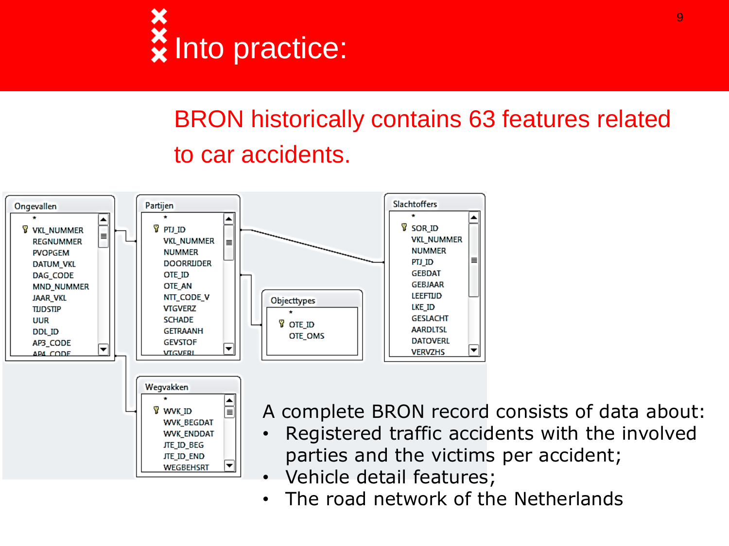# Into practice:

BRON historically contains 63 features related to car accidents.

**Ongevallen**
- *
- VKL_NUMMER
- REGNUMMER
- PVOPGEM
- DATUM_VKL
- DAG_CODE
- MND_NUMMER
- JAAR_VKL
- TIJDSTIP
- UUR
- DDL_ID
- AP3_CODE
- AP4_CODE

**Partijen**
- *
- PTJ_ID
- VKL_NUMMER
- NUMMER
- DOORRIJDER
- OTE_ID
- OTE_AN
- NTT_CODE_V
- VTGVERZ
- SCHADE
- GETRAANH
- GEVSTOF
- VTGVERL

**Slachtoffers**
- *
- SOR_ID
- VKL_NUMMER
- NUMMER
- PTJ_ID
- GEBDAT
- GEBJAAR
- LEEFTIJD
- LKE_ID
- GESLACHT
- AARDLTSL
- DATOVERL
- VERVZHS

**Objecttypes**
- *
- OTE_ID
- OTE_OMS

**Wegvakken**
- *
- WVK_ID
- WVK_BEGDAT
- WVK_ENDDAT
- JTE_ID_BEG
- JTE_ID_END
- WEGBEHSRT

A complete BRON record consists of data about:

- Registered traffic accidents with the involved parties and the victims per accident;
- Vehicle detail features;
- The road network of the Netherlands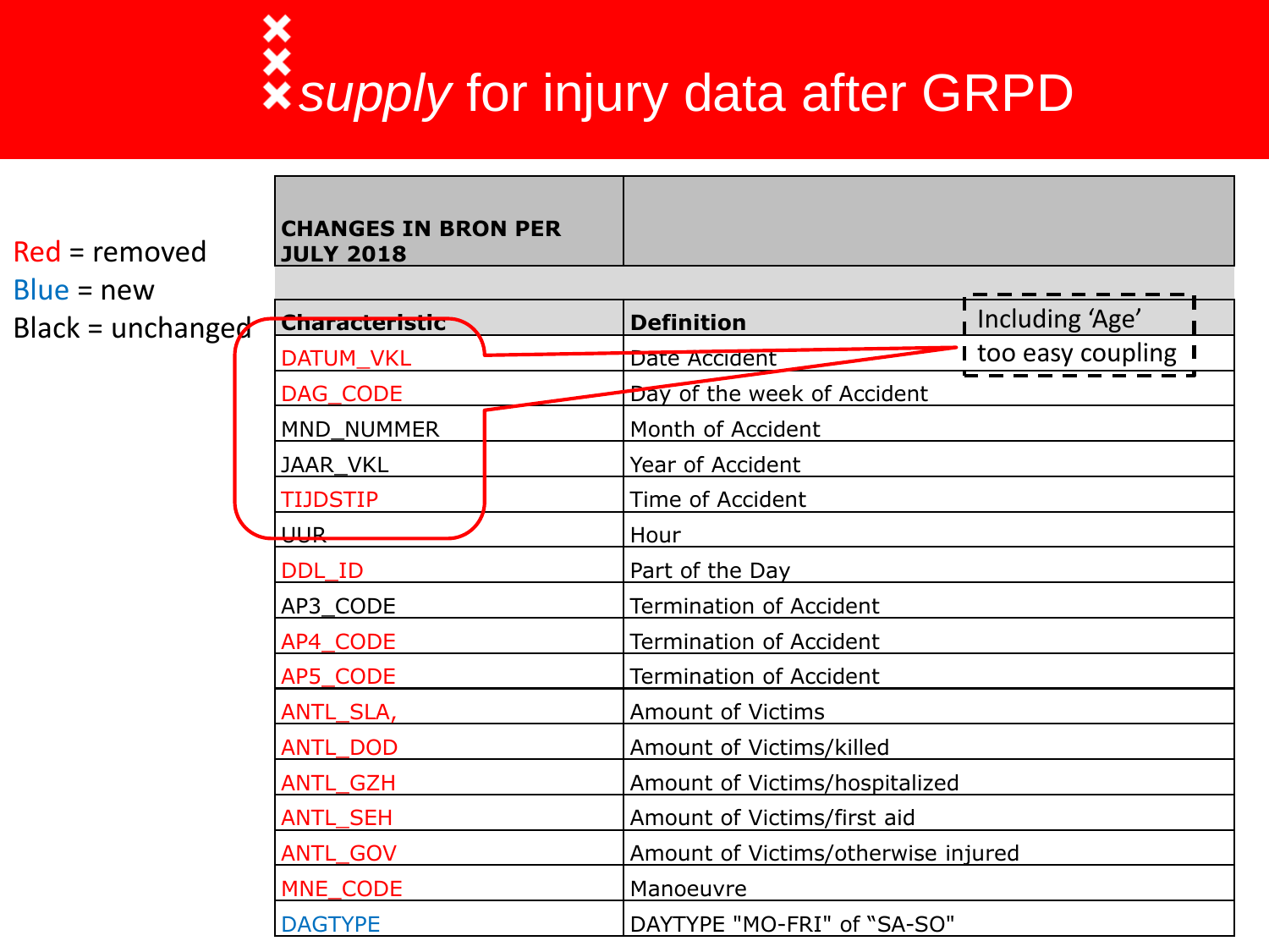# *supply* for injury data after GRPD

Red = removed
Blue = new
Black = unchanged

| CHANGES IN BRON PER JULY 2018 | |
|---|---|
| **Characteristic** | **Definition** |
| DATUM_VKL | Date Accident |
| DAG_CODE | Day of the week of Accident |
| MND_NUMMER | Month of Accident |
| JAAR_VKL | Year of Accident |
| TIJDSTIP | Time of Accident |
| UUR | Hour |
| DDL_ID | Part of the Day |
| AP3_CODE | Termination of Accident |
| AP4_CODE | Termination of Accident |
| AP5_CODE | Termination of Accident |
| ANTL_SLA, | Amount of Victims |
| ANTL_DOD | Amount of Victims/killed |
| ANTL_GZH | Amount of Victims/hospitalized |
| ANTL_SEH | Amount of Victims/first aid |
| ANTL_GOV | Amount of Victims/otherwise injured |
| MNE_CODE | Manoeuvre |
| DAGTYPE | DAYTYPE "MO-FRI" of "SA-SO" |

Including 'Age' too easy coupling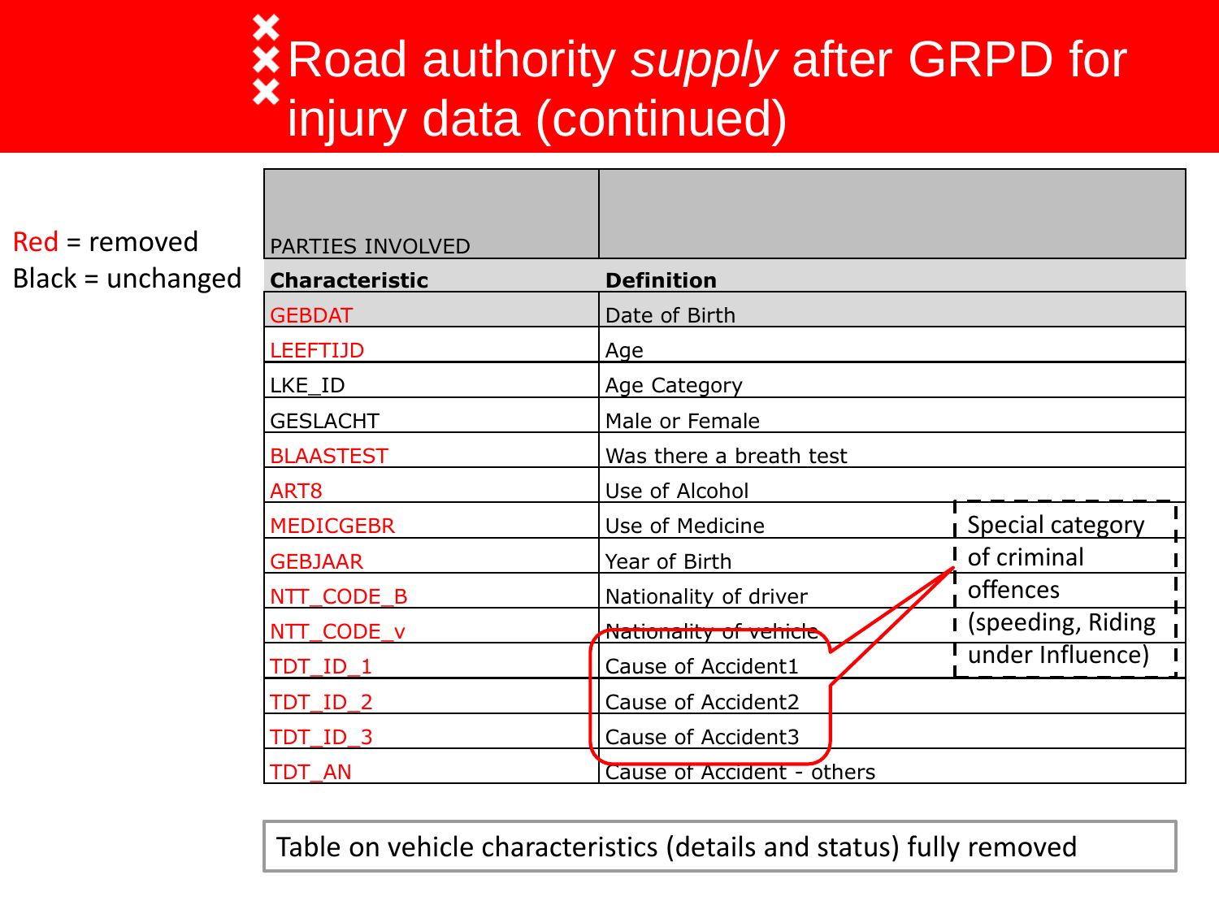# Road authority *supply* after GRPD for injury data (continued)

Red = removed
Black = unchanged

| PARTIES INVOLVED | |
|---|---|
| **Characteristic** | **Definition** |
| GEBDAT | Date of Birth |
| LEEFTIJD | Age |
| LKE_ID | Age Category |
| GESLACHT | Male or Female |
| BLAASTEST | Was there a breath test |
| ART8 | Use of Alcohol |
| MEDICGEBR | Use of Medicine |
| GEBJAAR | Year of Birth |
| NTT_CODE_B | Nationality of driver |
| NTT_CODE_v | Nationality of vehicle |
| TDT_ID_1 | Cause of Accident1 |
| TDT_ID_2 | Cause of Accident2 |
| TDT_ID_3 | Cause of Accident3 |
| TDT_AN | Cause of Accident - others |

Special category of criminal offences (speeding, Riding under Influence)

Table on vehicle characteristics (details and status) fully removed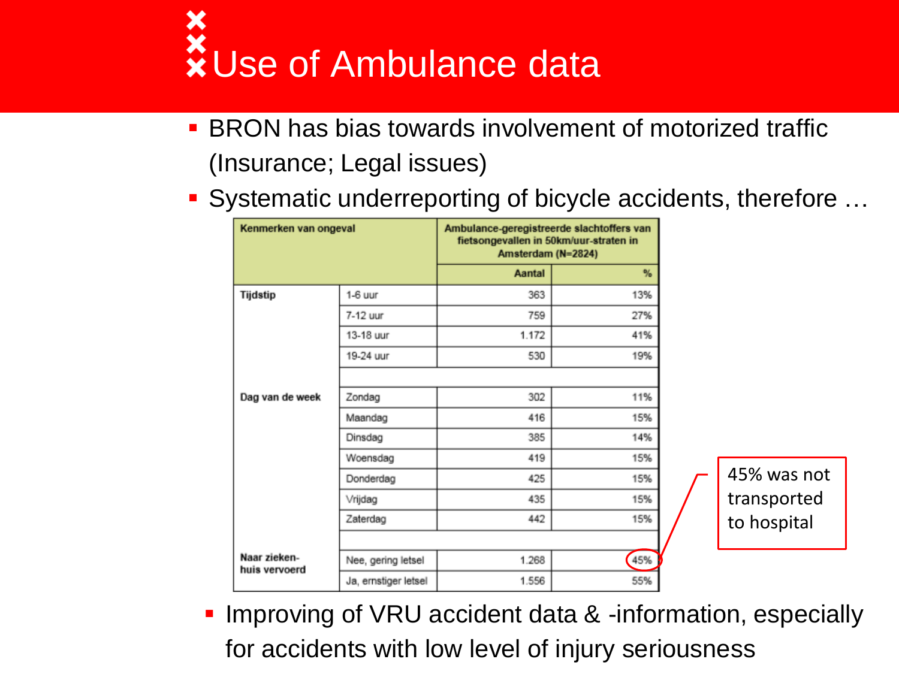# Use of Ambulance data

- BRON has bias towards involvement of motorized traffic (Insurance; Legal issues)
- Systematic underreporting of bicycle accidents, therefore …

| Kenmerken van ongeval | | Ambulance-geregistreerde slachtoffers van fietsongevallen in 50km/uur-straten in Amsterdam (N=2824) | |
|---|---|---|---|
| | | Aantal | % |
| Tijdstip | 1-6 uur | 363 | 13% |
| | 7-12 uur | 759 | 27% |
| | 13-18 uur | 1.172 | 41% |
| | 19-24 uur | 530 | 19% |
| | | | |
| Dag van de week | Zondag | 302 | 11% |
| | Maandag | 416 | 15% |
| | Dinsdag | 385 | 14% |
| | Woensdag | 419 | 15% |
| | Donderdag | 425 | 15% |
| | Vrijdag | 435 | 15% |
| | Zaterdag | 442 | 15% |
| | | | |
| Naar ziekenhuis vervoerd | Nee, gering letsel | 1.268 | 45% |
| | Ja, ernstiger letsel | 1.556 | 55% |

45% was not transported to hospital

- Improving of VRU accident data & -information, especially for accidents with low level of injury seriousness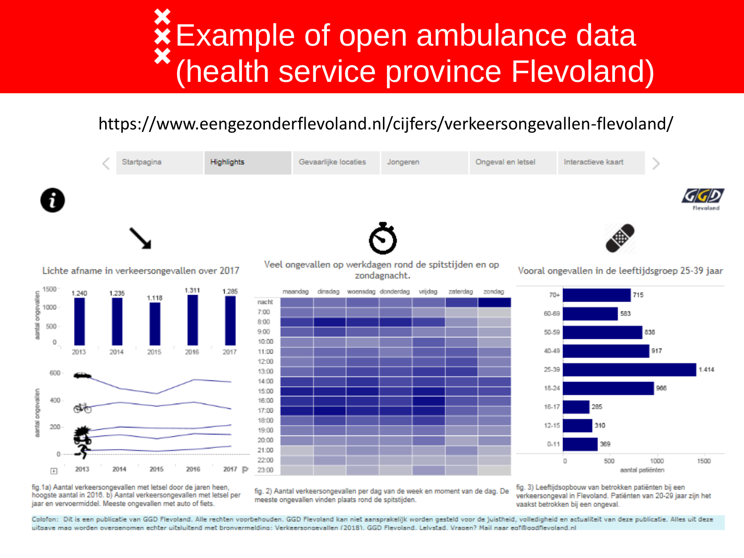# Example of open ambulance data (health service province Flevoland)

https://www.eengezonderflevoland.nl/cijfers/verkeersongevallen-flevoland/

Startpagina | Highlights | Gevaarlijke locaties | Jongeren | Ongeval en letsel | Interactieve kaart

### Lichte afname in verkeersongevallen over 2017

| Jaar | Aantal ongevallen |
|---|---|
| 2013 | 1.240 |
| 2014 | 1.235 |
| 2015 | 1.118 |
| 2016 | 1.311 |
| 2017 | 1.285 |

fig. 1a) Aantal verkeersongevallen met letsel door de jaren heen, hoogste aantal in 2016. b) Aantal verkeersongevallen met letsel per jaar en vervoermiddel. Meeste ongevallen met auto of fiets.

### Veel ongevallen op werkdagen rond de spitstijden en op zondagnacht.

fig. 2) Aantal verkeersongevallen per dag van de week en moment van de dag. De meeste ongevallen vinden plaats rond de spitstijden.

### Vooral ongevallen in de leeftijdsgroep 25-39 jaar

| Leeftijd | Aantal patiënten |
|---|---|
| 70+ | 715 |
| 60-69 | 583 |
| 50-59 | 838 |
| 40-49 | 917 |
| 25-39 | 1.414 |
| 18-24 | 966 |
| 16-17 | 285 |
| 12-15 | 310 |
| 0-11 | 369 |

fig. 3) Leeftijdsopbouw van betrokken patiënten bij een verkeersongeval in Flevoland. Patiënten van 20-29 jaar zijn het vaakst betrokken bij een ongeval.

Colofon: Dit is een publicatie van GGD Flevoland. Alle rechten voorbehouden. GGD Flevoland kan niet aansprakelijk worden gesteld voor de juistheid, volledigheid en actualiteit van deze publicatie. Alles uit deze uitgave mag worden overgenomen echter uitsluitend met bronvermelding: Verkeersongevallen (2018). GGD Flevoland. Lelystad. Vragen? Mail naar egf@ggdflevoland.nl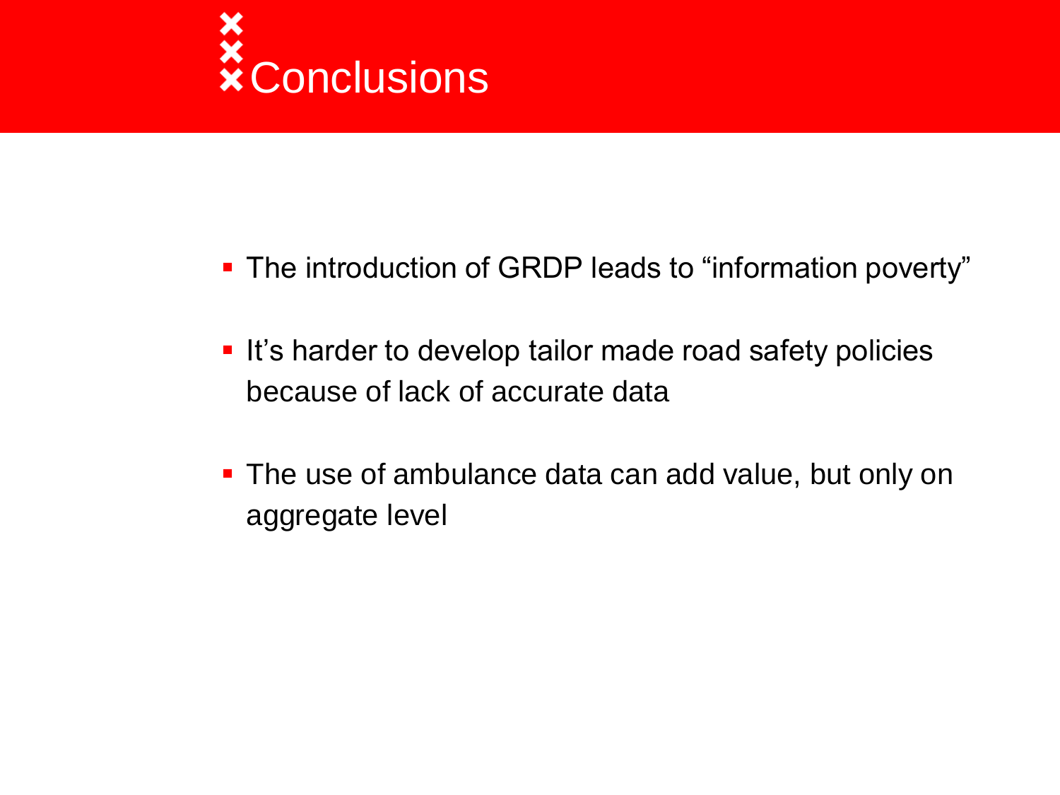# Conclusions

- The introduction of GRDP leads to “information poverty”
- It’s harder to develop tailor made road safety policies because of lack of accurate data
- The use of ambulance data can add value, but only on aggregate level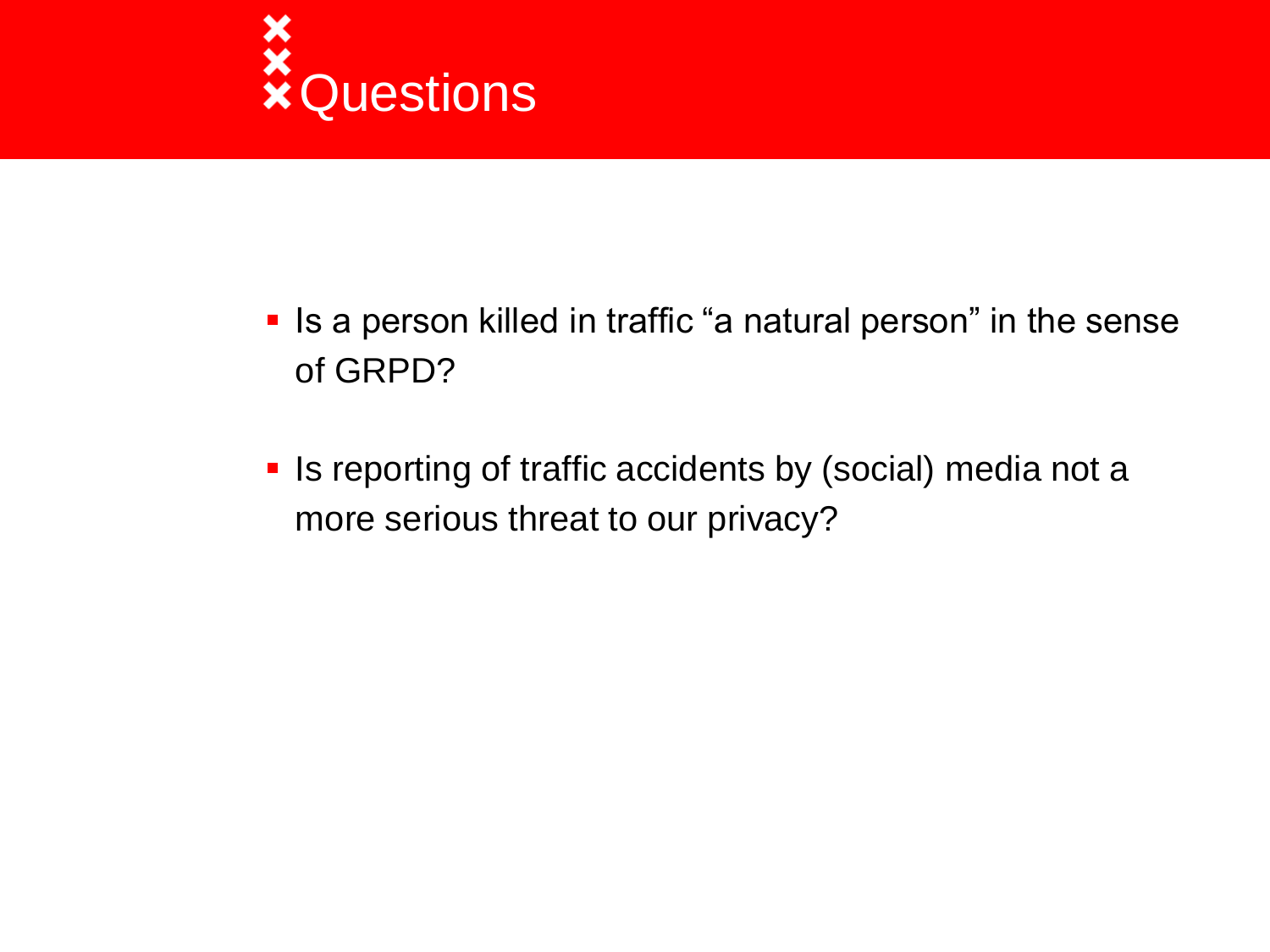# Questions

- Is a person killed in traffic “a natural person” in the sense of GRPD?
- Is reporting of traffic accidents by (social) media not a more serious threat to our privacy?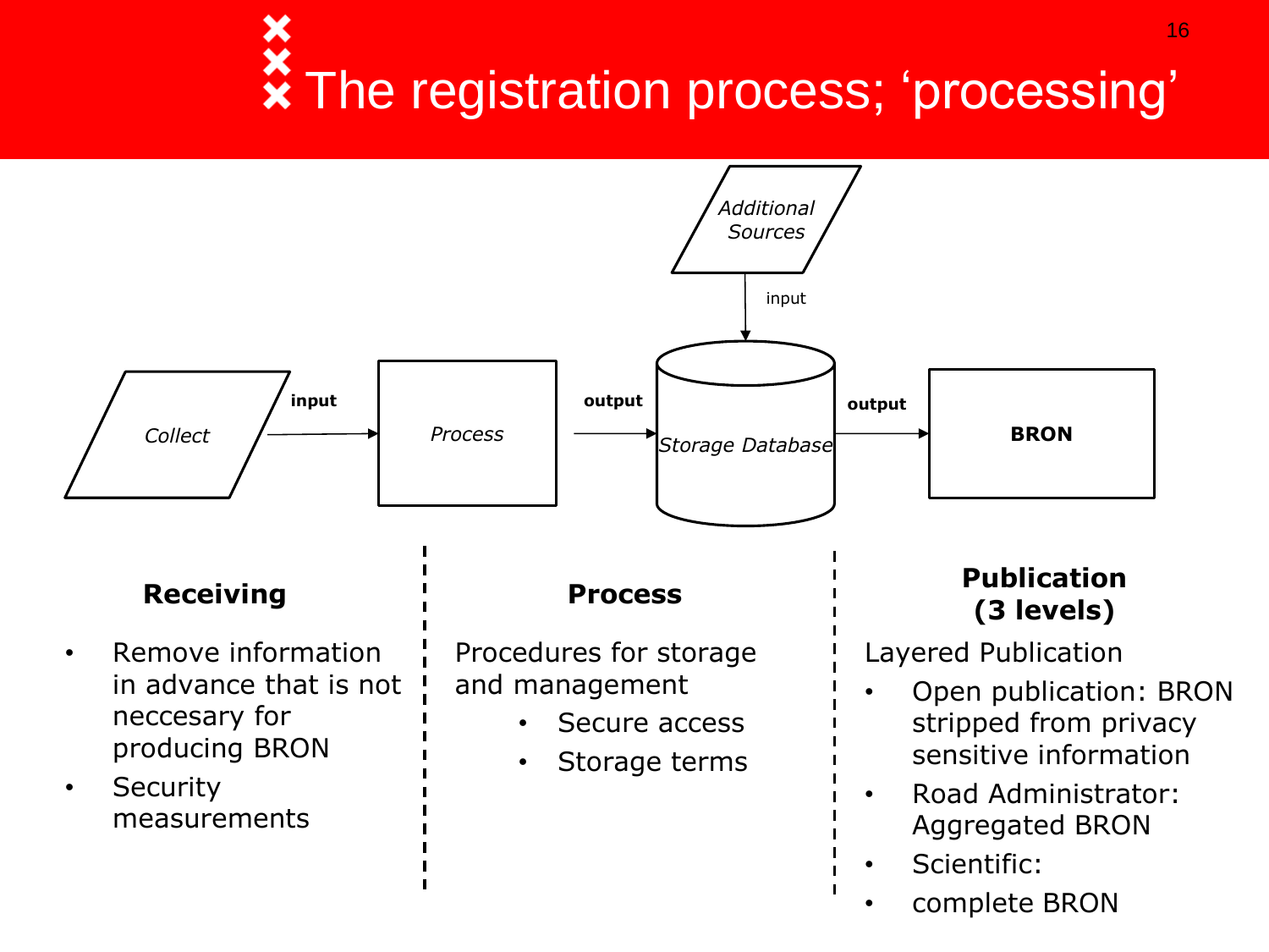# The registration process; 'processing'

*Collect* → input → *Process* → output → *Storage Database* → output → **BRON**

*Additional Sources* → input → *Storage Database*

### Receiving

- Remove information in advance that is not neccesary for producing BRON
- Security measurements

### Process

Procedures for storage and management

- Secure access
- Storage terms

### Publication (3 levels)

Layered Publication

- Open publication: BRON stripped from privacy sensitive information
- Road Administrator: Aggregated BRON
- Scientific:
- complete BRON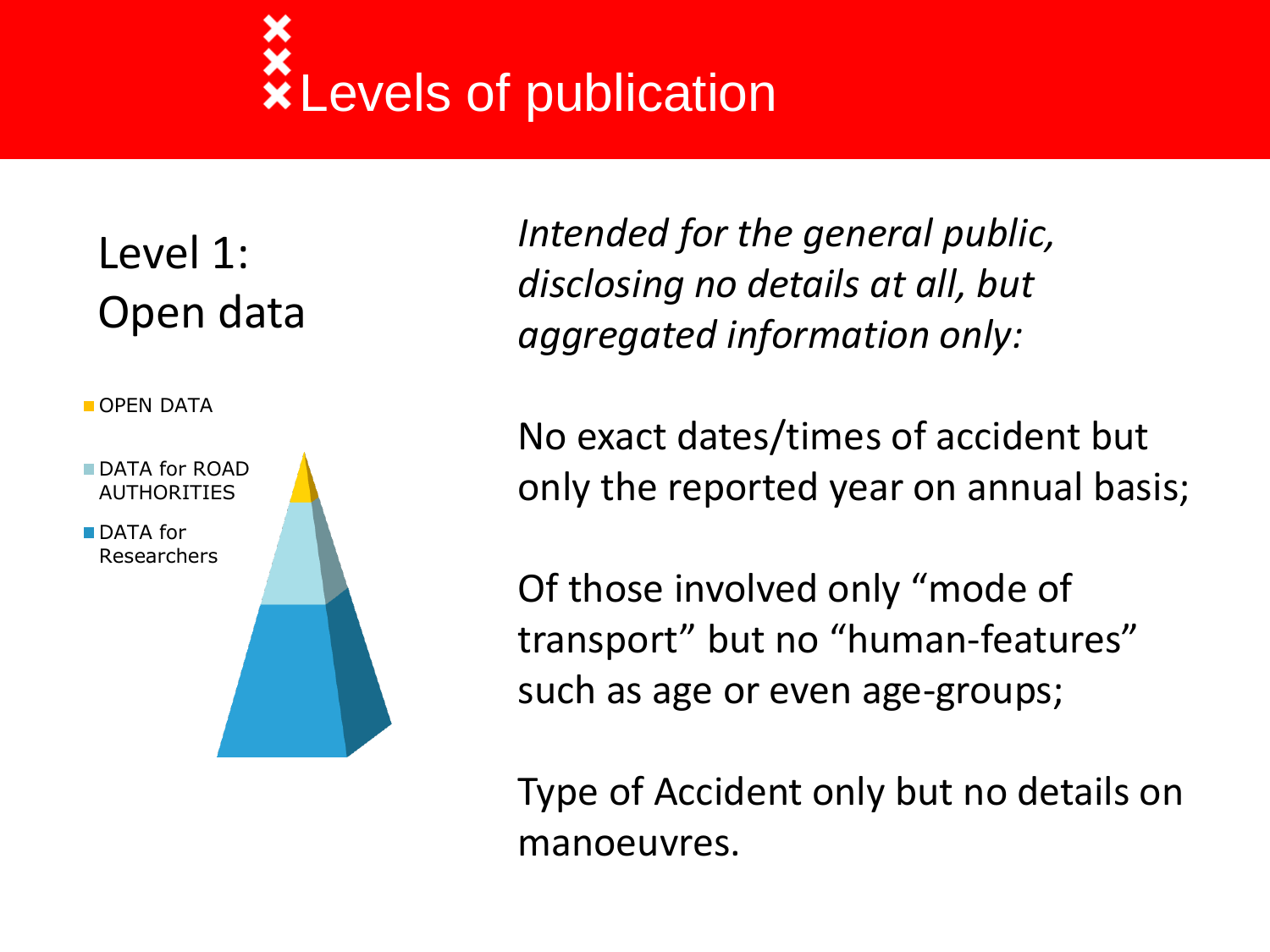# Levels of publication

## Level 1: Open data

- OPEN DATA
- DATA for ROAD AUTHORITIES
- DATA for Researchers

*Intended for the general public, disclosing no details at all, but aggregated information only:*

No exact dates/times of accident but only the reported year on annual basis;

Of those involved only "mode of transport" but no "human-features" such as age or even age-groups;

Type of Accident only but no details on manoeuvres.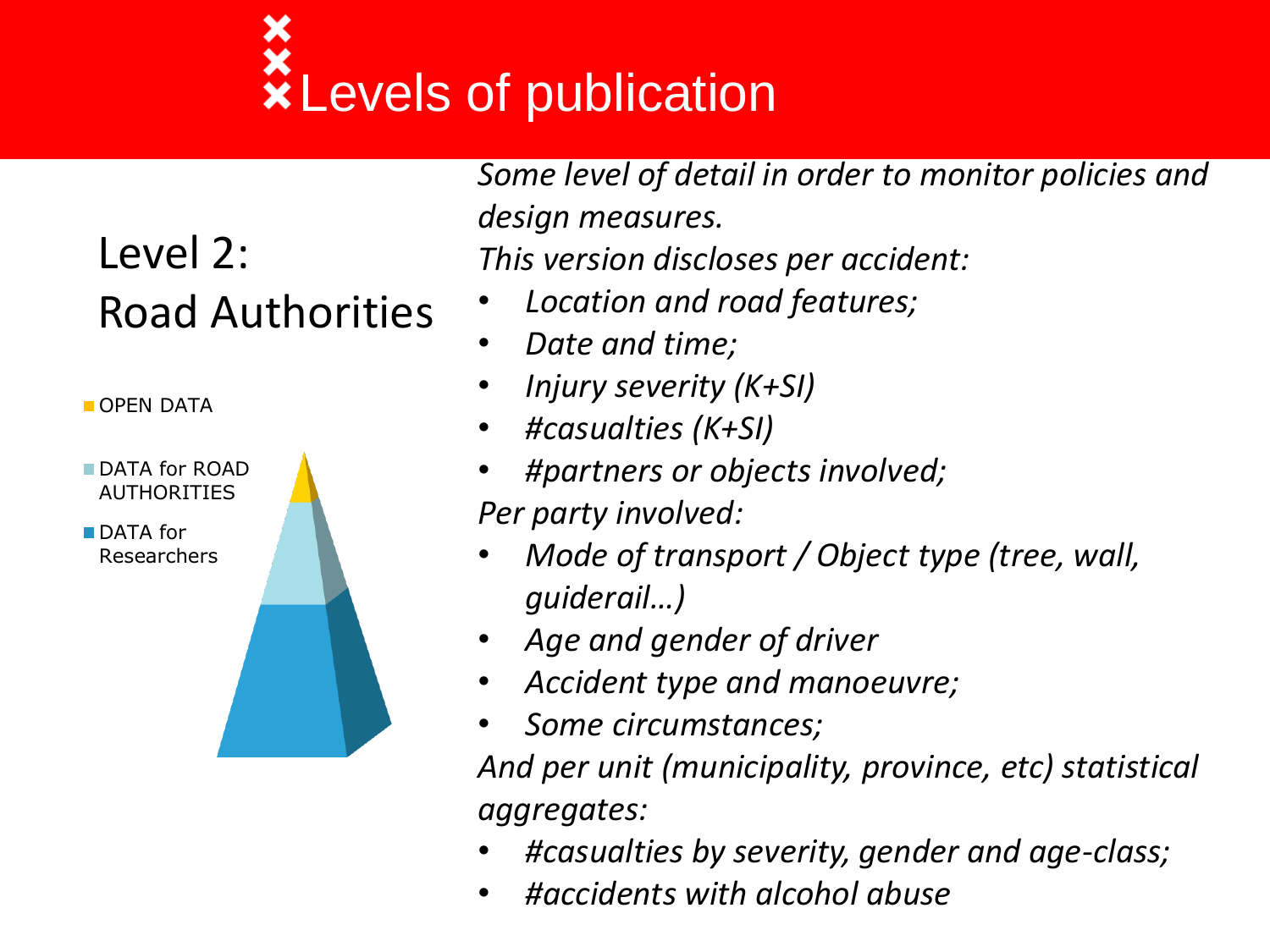# Levels of publication

## Level 2: Road Authorities

- OPEN DATA
- DATA for ROAD AUTHORITIES
- DATA for Researchers

*Some level of detail in order to monitor policies and design measures.*

*This version discloses per accident:*

- *Location and road features;*
- *Date and time;*
- *Injury severity (K+SI)*
- *#casualties (K+SI)*
- *#partners or objects involved;*

*Per party involved:*

- *Mode of transport / Object type (tree, wall, guiderail…)*
- *Age and gender of driver*
- *Accident type and manoeuvre;*
- *Some circumstances;*

*And per unit (municipality, province, etc) statistical aggregates:*

- *#casualties by severity, gender and age-class;*
- *#accidents with alcohol abuse*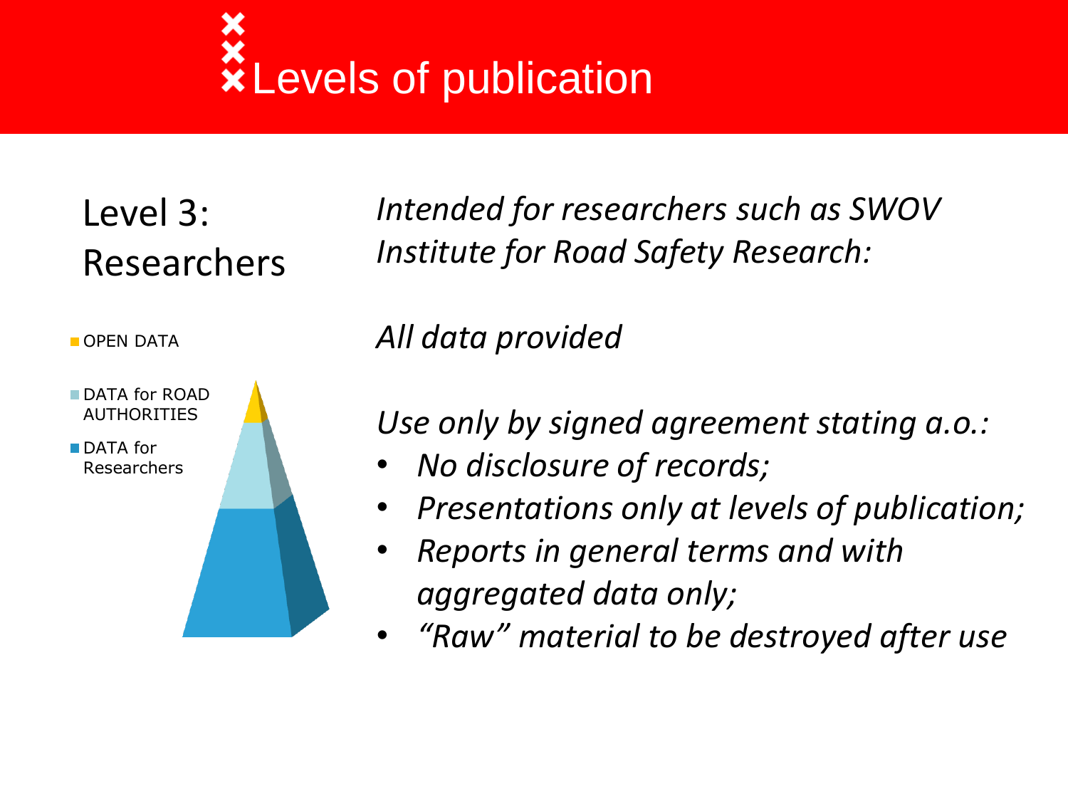# Levels of publication

## Level 3: Researchers

OPEN DATA

DATA for ROAD AUTHORITIES

DATA for Researchers

*Intended for researchers such as SWOV Institute for Road Safety Research:*

*All data provided*

*Use only by signed agreement stating a.o.:*

- *No disclosure of records;*
- *Presentations only at levels of publication;*
- *Reports in general terms and with aggregated data only;*
- *"Raw" material to be destroyed after use*